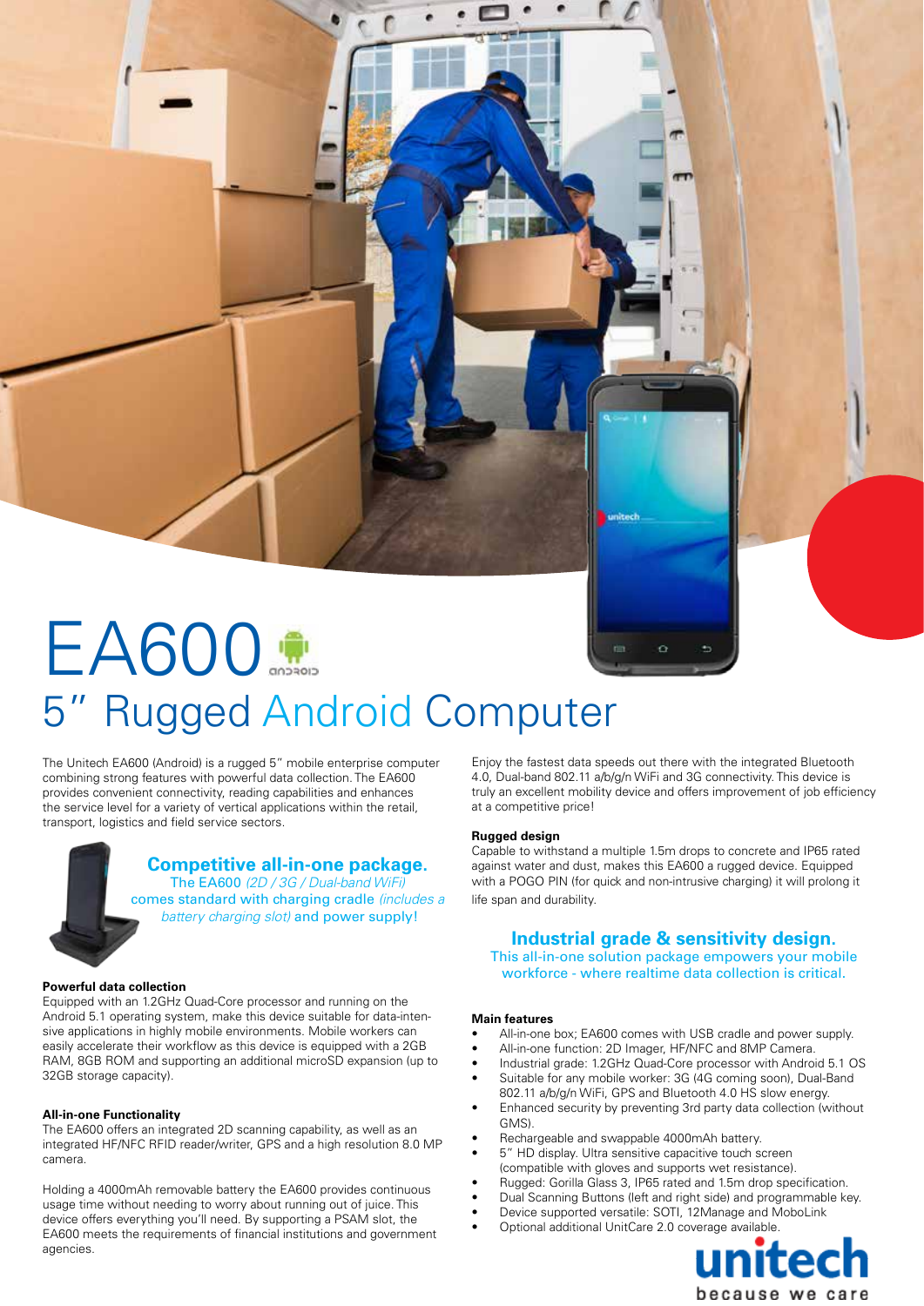# EA600

## 5″ Rugged Android Computer

The Unitech EA600 (Android) is a rugged 5″ mobile enterprise computer combining strong features with powerful data collection. The EA600 provides convenient connectivity, reading capabilities and enhances the service level for a variety of vertical applications within the retail, transport, logistics and field service sectors.

### Competitive all-in-one package.

The EA600 *(2D / 3G / Dual-band WiFi)* comes standard with charging cradle *(includes a battery charging slot)* and power supply!

**Powerful data collection**

Equipped with an 1.2GHz Quad-Core processor and running on the Android 5.1 operating system, make this device suitable for data-intensive applications in highly mobile environments. Mobile workers can easily accelerate their workflow as this device is equipped with a 2GB RAM, 8GB ROM and supporting an additional microSD expansion (up to 32GB storage capacity).

**All-in-one Functionality**

The EA600 offers an integrated 2D scanning capability, as well as an integrated HF/NFC RFID reader/writer, GPS and a high resolution 8.0 MP camera.

Holding a 4000mAh removable battery the EA600 provides continuous usage time without needing to worry about running out of juice. This device offers everything you'll need. By supporting a PSAM slot, the EA600 meets the requirements of financial institutions and government agencies.

Enjoy the fastest data speeds out there with the integrated Bluetooth 4.0, Dual-band 802.11 a/b/g/n WiFi and 3G connectivity. This device is truly an excellent mobility device and offers improvement of job efficiency at a competitive price!

**Rugged design**

Capable to withstand a multiple 1.5m drops to concrete and IP65 rated against water and dust, makes this EA600 a rugged device. Equipped with a POGO PIN (for quick and non-intrusive charging) it will prolong it life span and durability.

### Industrial grade & sensitivity design.

This all-in-one solution package empowers your mobile workforce - where realtime data collection is critical.

**Main features**

- All-in-one box; EA600 comes with USB cradle and power supply.
- All-in-one function: 2D Imager, HF/NFC and 8MP Camera.
- Industrial grade: 1.2GHz Quad-Core processor with Android 5.1 OS
- Suitable for any mobile worker: 3G (4G coming soon), Dual-Band 802.11 a/b/g/n WiFi, GPS and Bluetooth 4.0 HS slow energy.
- Enhanced security by preventing 3rd party data collection (without GMS).
- Rechargeable and swappable 4000mAh battery.
- 5″ HD display. Ultra sensitive capacitive touch screen (compatible with gloves and supports wet resistance).
- Rugged: Gorilla Glass 3, IP65 rated and 1.5m drop specification.
- Dual Scanning Buttons (left and right side) and programmable key.
- Device supported versatile: SOTI, 12Manage and MoboLink
- Optional additional UnitCare 2.0 coverage available.

unitech
because we care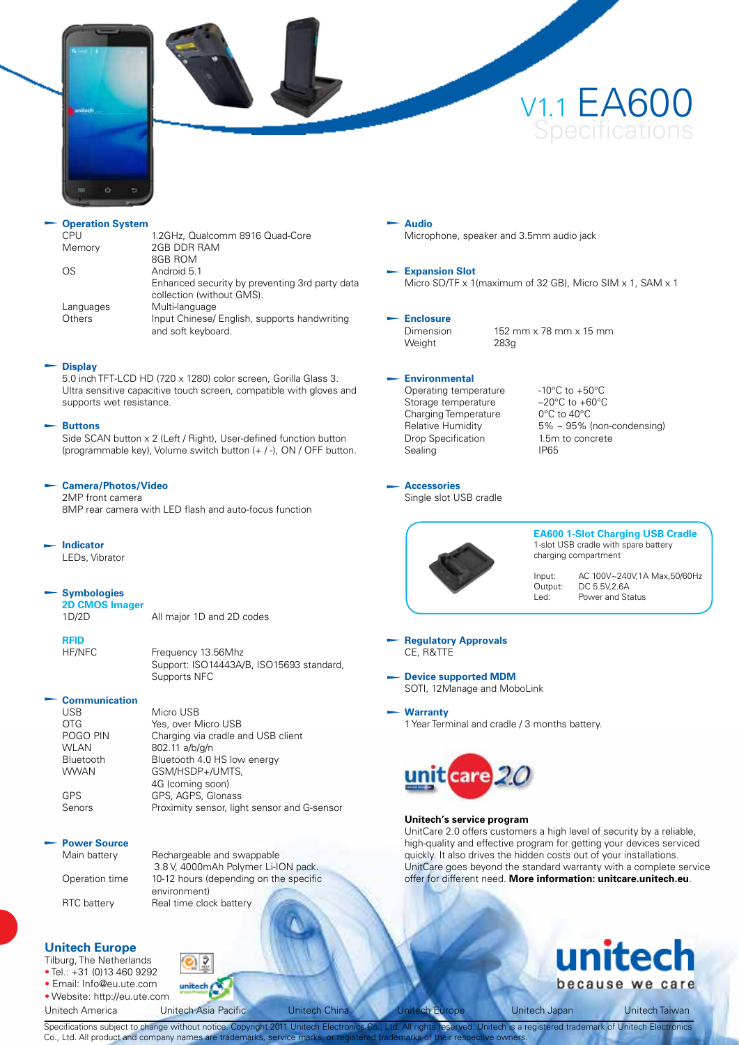# V1.1 EA600 Specifications

## Operation System

| | |
|---|---|
| CPU | 1.2GHz, Qualcomm 8916 Quad-Core |
| Memory | 2GB DDR RAM<br>8GB ROM |
| OS | Android 5.1<br>Enhanced security by preventing 3rd party data collection (without GMS). |
| Languages | Multi-language |
| Others | Input Chinese/ English, supports handwriting and soft keyboard. |

## Display

5.0 inch TFT-LCD HD (720 x 1280) color screen, Gorilla Glass 3. Ultra sensitive capacitive touch screen, compatible with gloves and supports wet resistance.

## Buttons

Side SCAN button x 2 (Left / Right), User-defined function button (programmable key), Volume switch button (+ / -), ON / OFF button.

## Camera/Photos/Video

2MP front camera
8MP rear camera with LED flash and auto-focus function

## Indicator

LEDs, Vibrator

## Symbologies

### 2D CMOS Imager

| | |
|---|---|
| 1D/2D | All major 1D and 2D codes |

### RFID

| | |
|---|---|
| HF/NFC | Frequency 13.56Mhz<br>Support: ISO14443A/B, ISO15693 standard, Supports NFC |

## Communication

| | |
|---|---|
| USB | Micro USB |
| OTG | Yes, over Micro USB |
| POGO PIN | Charging via cradle and USB client |
| WLAN | 802.11 a/b/g/n |
| Bluetooth | Bluetooth 4.0 HS low energy |
| WWAN | GSM/HSDP+/UMTS,<br>4G (coming soon) |
| GPS | GPS, AGPS, Glonass |
| Senors | Proximity sensor, light sensor and G-sensor |

## Power Source

| | |
|---|---|
| Main battery | Rechargeable and swappable<br>3.8 V, 4000mAh Polymer Li-ION pack. |
| Operation time | 10-12 hours (depending on the specific environment) |
| RTC battery | Real time clock battery |

## Audio

Microphone, speaker and 3.5mm audio jack

## Expansion Slot

Micro SD/TF x 1(maximum of 32 GB), Micro SIM x 1, SAM x 1

## Enclosure

| | |
|---|---|
| Dimension | 152 mm x 78 mm x 15 mm |
| Weight | 283g |

## Environmental

| | |
|---|---|
| Operating temperature | -10°C to +50°C |
| Storage temperature | –20°C to +60°C |
| Charging Temperature | 0°C to 40°C |
| Relative Humidity | 5% ~ 95% (non-condensing) |
| Drop Specification | 1.5m to concrete |
| Sealing | IP65 |

## Accessories

Single slot USB cradle

**EA600 1-Slot Charging USB Cradle**
1-slot USB cradle with spare battery charging compartment

| | |
|---|---|
| Input: | AC 100V~240V,1A Max,50/60Hz |
| Output: | DC 5.5V,2.6A |
| Led: | Power and Status |

## Regulatory Approvals

CE, R&TTE

## Device supported MDM

SOTI, 12Manage and MoboLink

## Warranty

1 Year Terminal and cradle / 3 months battery.

unitcare 2.0

**Unitech's service program**
UnitCare 2.0 offers customers a high level of security by a reliable, high-quality and effective program for getting your devices serviced quickly. It also drives the hidden costs out of your installations. UnitCare goes beyond the standard warranty with a complete service offer for different need. **More information: unitcare.unitech.eu**.

## Unitech Europe

Tilburg, The Netherlands
- Tel.: +31 (0)13 460 9292
- Email: Info@eu.ute.com
- Website: http://eu.ute.com

unitech because we care

Unitech America | Unitech Asia Pacific | Unitech China | Unitech Europe | Unitech Japan | Unitech Taiwan

Specifications subject to change without notice. Copyright 2011 Unitech Electronics Co., Ltd. All rights reserved. Unitech is a registered trademark of Unitech Electronics Co., Ltd. All product and company names are trademarks, service marks, or registered trademarks of their respective owners.